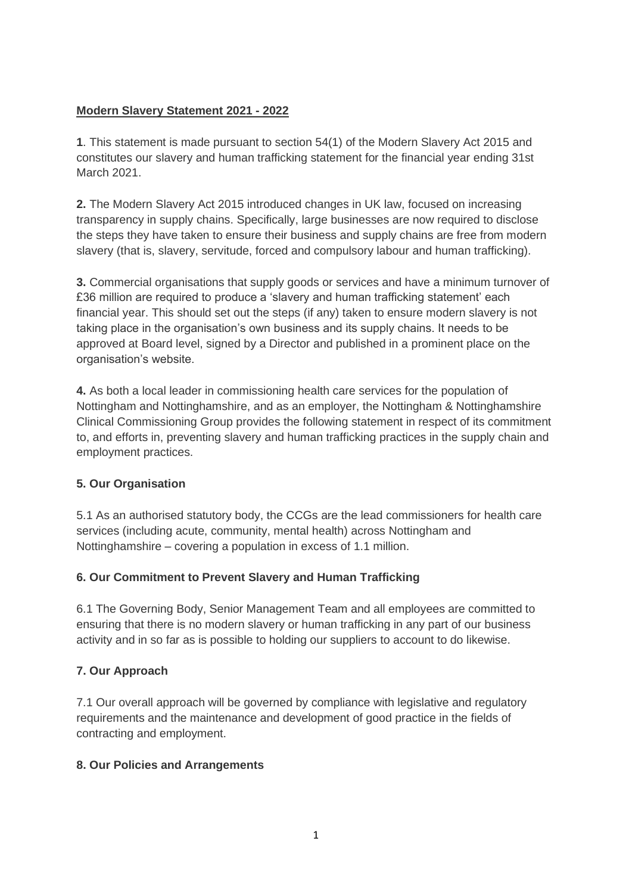**Modern Slavery Statement 2021 - 2022**

**1**. This statement is made pursuant to section 54(1) of the Modern Slavery Act 2015 and constitutes our slavery and human trafficking statement for the financial year ending 31st March 2021.

**2.** The Modern Slavery Act 2015 introduced changes in UK law, focused on increasing transparency in supply chains. Specifically, large businesses are now required to disclose the steps they have taken to ensure their business and supply chains are free from modern slavery (that is, slavery, servitude, forced and compulsory labour and human trafficking).

**3.** Commercial organisations that supply goods or services and have a minimum turnover of £36 million are required to produce a 'slavery and human trafficking statement' each financial year. This should set out the steps (if any) taken to ensure modern slavery is not taking place in the organisation's own business and its supply chains. It needs to be approved at Board level, signed by a Director and published in a prominent place on the organisation's website.

**4.** As both a local leader in commissioning health care services for the population of Nottingham and Nottinghamshire, and as an employer, the Nottingham & Nottinghamshire Clinical Commissioning Group provides the following statement in respect of its commitment to, and efforts in, preventing slavery and human trafficking practices in the supply chain and employment practices.

**5. Our Organisation**

5.1 As an authorised statutory body, the CCGs are the lead commissioners for health care services (including acute, community, mental health) across Nottingham and Nottinghamshire – covering a population in excess of 1.1 million.

**6. Our Commitment to Prevent Slavery and Human Trafficking**

6.1 The Governing Body, Senior Management Team and all employees are committed to ensuring that there is no modern slavery or human trafficking in any part of our business activity and in so far as is possible to holding our suppliers to account to do likewise.

**7. Our Approach**

7.1 Our overall approach will be governed by compliance with legislative and regulatory requirements and the maintenance and development of good practice in the fields of contracting and employment.

**8. Our Policies and Arrangements**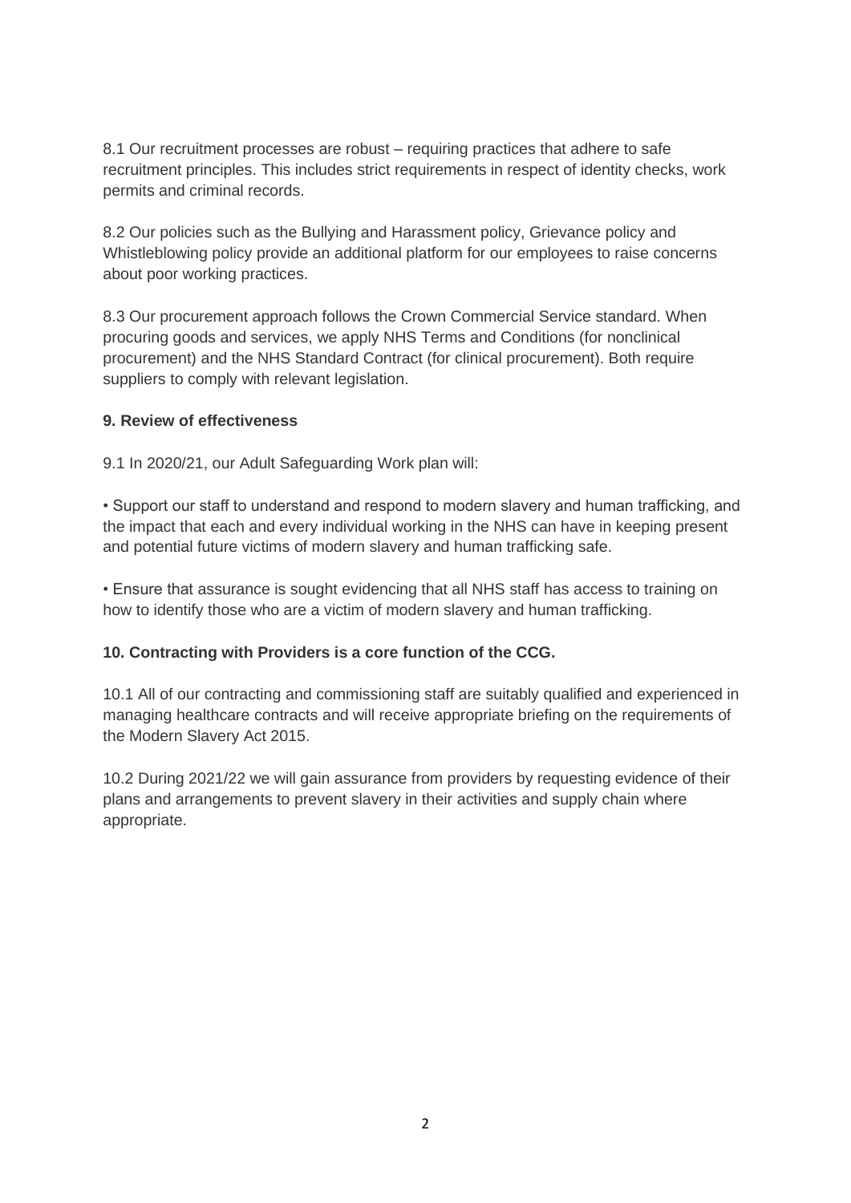8.1 Our recruitment processes are robust – requiring practices that adhere to safe recruitment principles. This includes strict requirements in respect of identity checks, work permits and criminal records.

8.2 Our policies such as the Bullying and Harassment policy, Grievance policy and Whistleblowing policy provide an additional platform for our employees to raise concerns about poor working practices.

8.3 Our procurement approach follows the Crown Commercial Service standard. When procuring goods and services, we apply NHS Terms and Conditions (for nonclinical procurement) and the NHS Standard Contract (for clinical procurement). Both require suppliers to comply with relevant legislation.

**9. Review of effectiveness**

9.1 In 2020/21, our Adult Safeguarding Work plan will:

• Support our staff to understand and respond to modern slavery and human trafficking, and the impact that each and every individual working in the NHS can have in keeping present and potential future victims of modern slavery and human trafficking safe.

• Ensure that assurance is sought evidencing that all NHS staff has access to training on how to identify those who are a victim of modern slavery and human trafficking.

**10. Contracting with Providers is a core function of the CCG.**

10.1 All of our contracting and commissioning staff are suitably qualified and experienced in managing healthcare contracts and will receive appropriate briefing on the requirements of the Modern Slavery Act 2015.

10.2 During 2021/22 we will gain assurance from providers by requesting evidence of their plans and arrangements to prevent slavery in their activities and supply chain where appropriate.